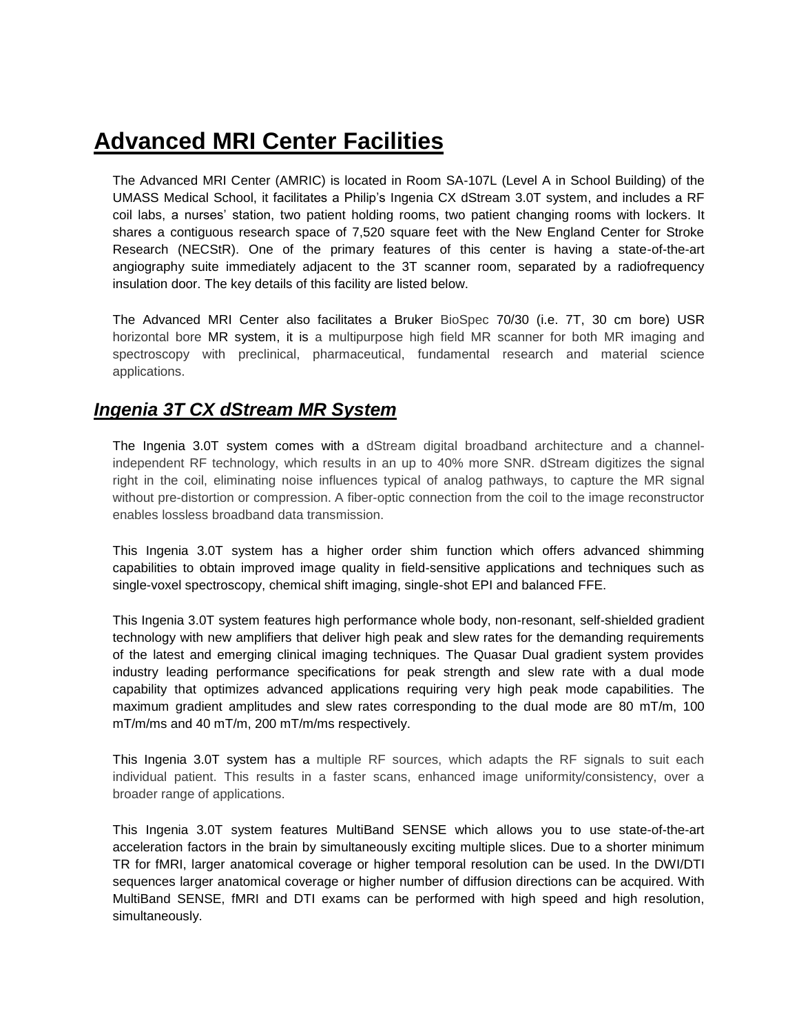# Advanced MRI Center Facilities

The Advanced MRI Center (AMRIC) is located in Room SA-107L (Level A in School Building) of the UMASS Medical School, it facilitates a Philip's Ingenia CX dStream 3.0T system, and includes a RF coil labs, a nurses' station, two patient holding rooms, two patient changing rooms with lockers. It shares a contiguous research space of 7,520 square feet with the New England Center for Stroke Research (NECStR). One of the primary features of this center is having a state-of-the-art angiography suite immediately adjacent to the 3T scanner room, separated by a radiofrequency insulation door. The key details of this facility are listed below.

The Advanced MRI Center also facilitates a Bruker BioSpec 70/30 (i.e. 7T, 30 cm bore) USR horizontal bore MR system, it is a multipurpose high field MR scanner for both MR imaging and spectroscopy with preclinical, pharmaceutical, fundamental research and material science applications.

## *Ingenia 3T CX dStream MR System*

The Ingenia 3.0T system comes with a dStream digital broadband architecture and a channel-independent RF technology, which results in an up to 40% more SNR. dStream digitizes the signal right in the coil, eliminating noise influences typical of analog pathways, to capture the MR signal without pre-distortion or compression. A fiber-optic connection from the coil to the image reconstructor enables lossless broadband data transmission.

This Ingenia 3.0T system has a higher order shim function which offers advanced shimming capabilities to obtain improved image quality in field-sensitive applications and techniques such as single-voxel spectroscopy, chemical shift imaging, single-shot EPI and balanced FFE.

This Ingenia 3.0T system features high performance whole body, non-resonant, self-shielded gradient technology with new amplifiers that deliver high peak and slew rates for the demanding requirements of the latest and emerging clinical imaging techniques. The Quasar Dual gradient system provides industry leading performance specifications for peak strength and slew rate with a dual mode capability that optimizes advanced applications requiring very high peak mode capabilities. The maximum gradient amplitudes and slew rates corresponding to the dual mode are 80 mT/m, 100 mT/m/ms and 40 mT/m, 200 mT/m/ms respectively.

This Ingenia 3.0T system has a multiple RF sources, which adapts the RF signals to suit each individual patient. This results in a faster scans, enhanced image uniformity/consistency, over a broader range of applications.

This Ingenia 3.0T system features MultiBand SENSE which allows you to use state-of-the-art acceleration factors in the brain by simultaneously exciting multiple slices. Due to a shorter minimum TR for fMRI, larger anatomical coverage or higher temporal resolution can be used. In the DWI/DTI sequences larger anatomical coverage or higher number of diffusion directions can be acquired. With MultiBand SENSE, fMRI and DTI exams can be performed with high speed and high resolution, simultaneously.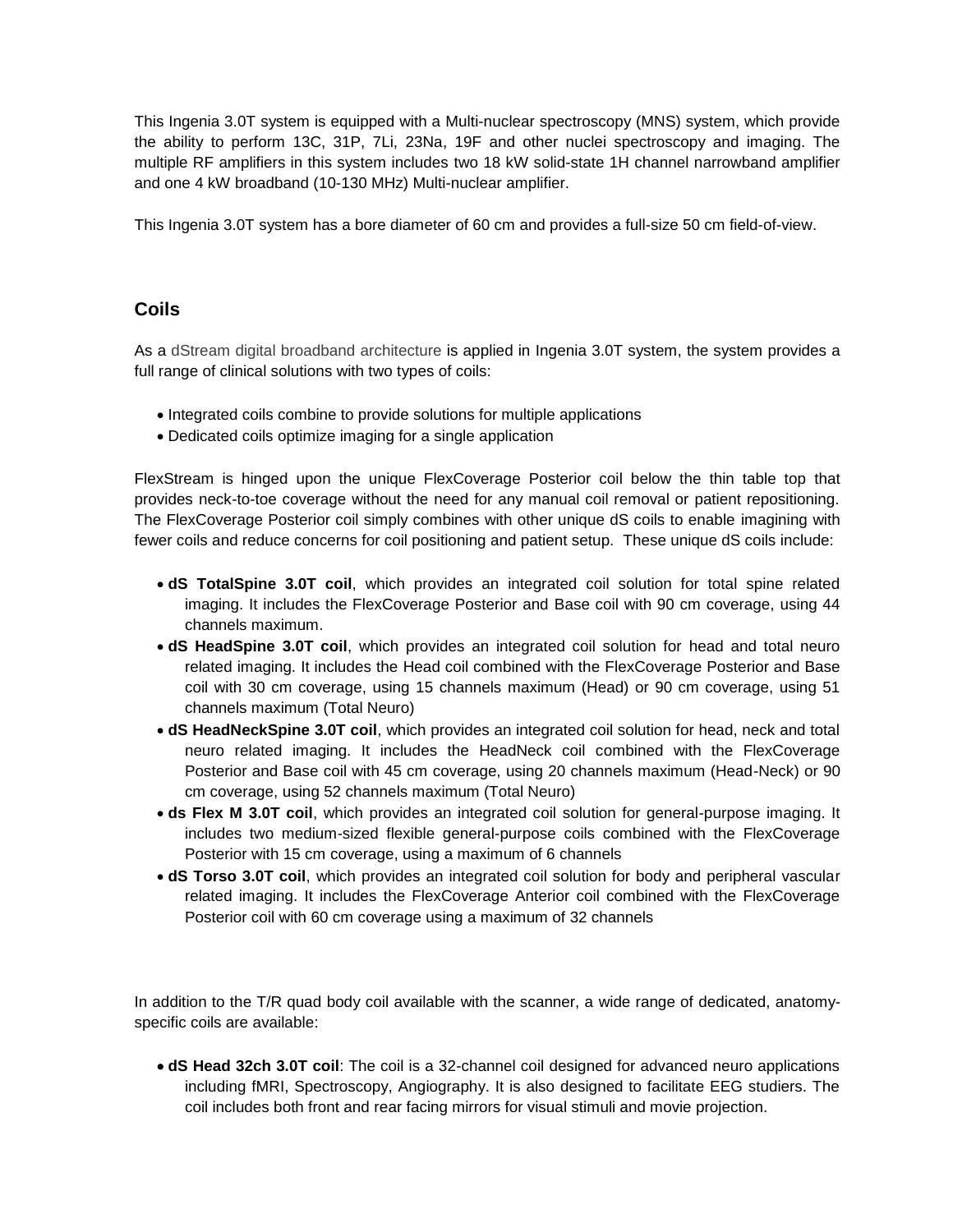This Ingenia 3.0T system is equipped with a Multi-nuclear spectroscopy (MNS) system, which provide the ability to perform 13C, 31P, 7Li, 23Na, 19F and other nuclei spectroscopy and imaging. The multiple RF amplifiers in this system includes two 18 kW solid-state 1H channel narrowband amplifier and one 4 kW broadband (10-130 MHz) Multi-nuclear amplifier.

This Ingenia 3.0T system has a bore diameter of 60 cm and provides a full-size 50 cm field-of-view.

## Coils

As a dStream digital broadband architecture is applied in Ingenia 3.0T system, the system provides a full range of clinical solutions with two types of coils:

- Integrated coils combine to provide solutions for multiple applications
- Dedicated coils optimize imaging for a single application

FlexStream is hinged upon the unique FlexCoverage Posterior coil below the thin table top that provides neck-to-toe coverage without the need for any manual coil removal or patient repositioning. The FlexCoverage Posterior coil simply combines with other unique dS coils to enable imagining with fewer coils and reduce concerns for coil positioning and patient setup. These unique dS coils include:

- **dS TotalSpine 3.0T coil**, which provides an integrated coil solution for total spine related imaging. It includes the FlexCoverage Posterior and Base coil with 90 cm coverage, using 44 channels maximum.
- **dS HeadSpine 3.0T coil**, which provides an integrated coil solution for head and total neuro related imaging. It includes the Head coil combined with the FlexCoverage Posterior and Base coil with 30 cm coverage, using 15 channels maximum (Head) or 90 cm coverage, using 51 channels maximum (Total Neuro)
- **dS HeadNeckSpine 3.0T coil**, which provides an integrated coil solution for head, neck and total neuro related imaging. It includes the HeadNeck coil combined with the FlexCoverage Posterior and Base coil with 45 cm coverage, using 20 channels maximum (Head-Neck) or 90 cm coverage, using 52 channels maximum (Total Neuro)
- **ds Flex M 3.0T coil**, which provides an integrated coil solution for general-purpose imaging. It includes two medium-sized flexible general-purpose coils combined with the FlexCoverage Posterior with 15 cm coverage, using a maximum of 6 channels
- **dS Torso 3.0T coil**, which provides an integrated coil solution for body and peripheral vascular related imaging. It includes the FlexCoverage Anterior coil combined with the FlexCoverage Posterior coil with 60 cm coverage using a maximum of 32 channels

In addition to the T/R quad body coil available with the scanner, a wide range of dedicated, anatomy-specific coils are available:

- **dS Head 32ch 3.0T coil**: The coil is a 32-channel coil designed for advanced neuro applications including fMRI, Spectroscopy, Angiography. It is also designed to facilitate EEG studiers. The coil includes both front and rear facing mirrors for visual stimuli and movie projection.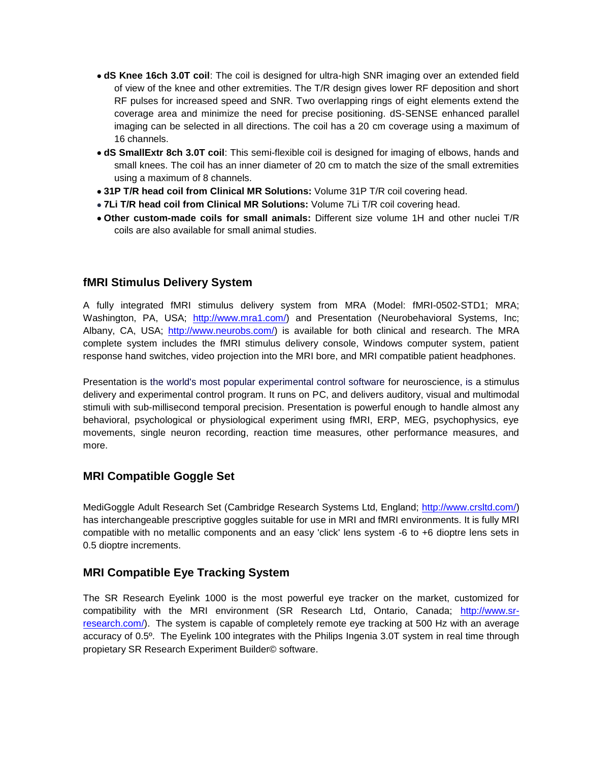- **dS Knee 16ch 3.0T coil**: The coil is designed for ultra-high SNR imaging over an extended field of view of the knee and other extremities. The T/R design gives lower RF deposition and short RF pulses for increased speed and SNR. Two overlapping rings of eight elements extend the coverage area and minimize the need for precise positioning. dS-SENSE enhanced parallel imaging can be selected in all directions. The coil has a 20 cm coverage using a maximum of 16 channels.
- **dS SmallExtr 8ch 3.0T coil**: This semi-flexible coil is designed for imaging of elbows, hands and small knees. The coil has an inner diameter of 20 cm to match the size of the small extremities using a maximum of 8 channels.
- **31P T/R head coil from Clinical MR Solutions:** Volume 31P T/R coil covering head.
- **7Li T/R head coil from Clinical MR Solutions:** Volume 7Li T/R coil covering head.
- **Other custom-made coils for small animals:** Different size volume 1H and other nuclei T/R coils are also available for small animal studies.

## fMRI Stimulus Delivery System

A fully integrated fMRI stimulus delivery system from MRA (Model: fMRI-0502-STD1; MRA; Washington, PA, USA; http://www.mra1.com/) and Presentation (Neurobehavioral Systems, Inc; Albany, CA, USA; http://www.neurobs.com/) is available for both clinical and research. The MRA complete system includes the fMRI stimulus delivery console, Windows computer system, patient response hand switches, video projection into the MRI bore, and MRI compatible patient headphones.

Presentation is the world's most popular experimental control software for neuroscience, is a stimulus delivery and experimental control program. It runs on PC, and delivers auditory, visual and multimodal stimuli with sub-millisecond temporal precision. Presentation is powerful enough to handle almost any behavioral, psychological or physiological experiment using fMRI, ERP, MEG, psychophysics, eye movements, single neuron recording, reaction time measures, other performance measures, and more.

## MRI Compatible Goggle Set

MediGoggle Adult Research Set (Cambridge Research Systems Ltd, England; http://www.crsltd.com/) has interchangeable prescriptive goggles suitable for use in MRI and fMRI environments. It is fully MRI compatible with no metallic components and an easy 'click' lens system -6 to +6 dioptre lens sets in 0.5 dioptre increments.

## MRI Compatible Eye Tracking System

The SR Research Eyelink 1000 is the most powerful eye tracker on the market, customized for compatibility with the MRI environment (SR Research Ltd, Ontario, Canada; http://www.sr-research.com/). The system is capable of completely remote eye tracking at 500 Hz with an average accuracy of 0.5º. The Eyelink 100 integrates with the Philips Ingenia 3.0T system in real time through propietary SR Research Experiment Builder© software.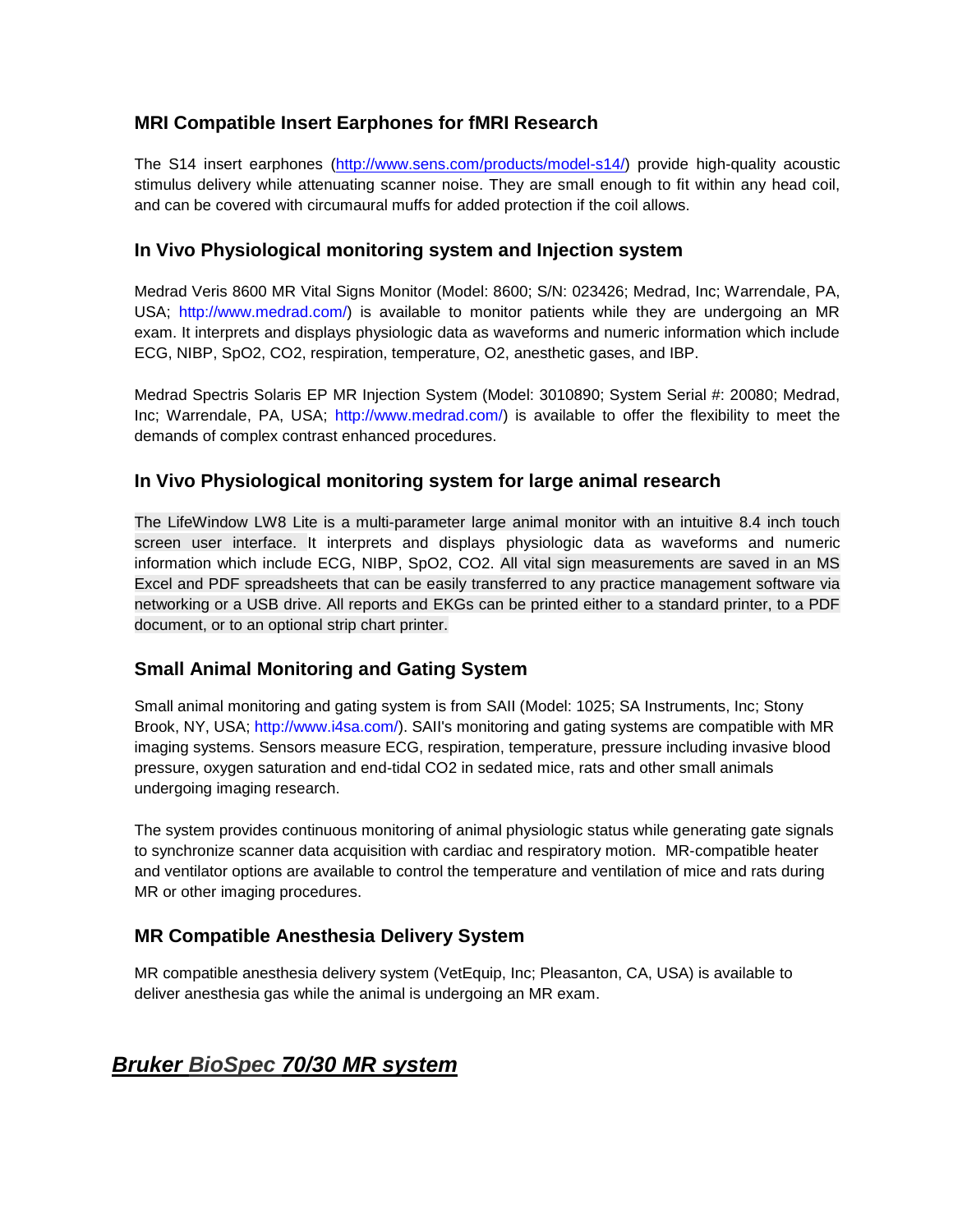### MRI Compatible Insert Earphones for fMRI Research

The S14 insert earphones (http://www.sens.com/products/model-s14/) provide high-quality acoustic stimulus delivery while attenuating scanner noise. They are small enough to fit within any head coil, and can be covered with circumaural muffs for added protection if the coil allows.

### In Vivo Physiological monitoring system and Injection system

Medrad Veris 8600 MR Vital Signs Monitor (Model: 8600; S/N: 023426; Medrad, Inc; Warrendale, PA, USA; http://www.medrad.com/) is available to monitor patients while they are undergoing an MR exam. It interprets and displays physiologic data as waveforms and numeric information which include ECG, NIBP, SpO2, CO2, respiration, temperature, O2, anesthetic gases, and IBP.

Medrad Spectris Solaris EP MR Injection System (Model: 3010890; System Serial #: 20080; Medrad, Inc; Warrendale, PA, USA; http://www.medrad.com/) is available to offer the flexibility to meet the demands of complex contrast enhanced procedures.

### In Vivo Physiological monitoring system for large animal research

The LifeWindow LW8 Lite is a multi-parameter large animal monitor with an intuitive 8.4 inch touch screen user interface. It interprets and displays physiologic data as waveforms and numeric information which include ECG, NIBP, SpO2, CO2. All vital sign measurements are saved in an MS Excel and PDF spreadsheets that can be easily transferred to any practice management software via networking or a USB drive. All reports and EKGs can be printed either to a standard printer, to a PDF document, or to an optional strip chart printer.

### Small Animal Monitoring and Gating System

Small animal monitoring and gating system is from SAII (Model: 1025; SA Instruments, Inc; Stony Brook, NY, USA; http://www.i4sa.com/). SAII's monitoring and gating systems are compatible with MR imaging systems. Sensors measure ECG, respiration, temperature, pressure including invasive blood pressure, oxygen saturation and end-tidal CO2 in sedated mice, rats and other small animals undergoing imaging research.

The system provides continuous monitoring of animal physiologic status while generating gate signals to synchronize scanner data acquisition with cardiac and respiratory motion. MR-compatible heater and ventilator options are available to control the temperature and ventilation of mice and rats during MR or other imaging procedures.

### MR Compatible Anesthesia Delivery System

MR compatible anesthesia delivery system (VetEquip, Inc; Pleasanton, CA, USA) is available to deliver anesthesia gas while the animal is undergoing an MR exam.

## ***Bruker BioSpec 70/30 MR system***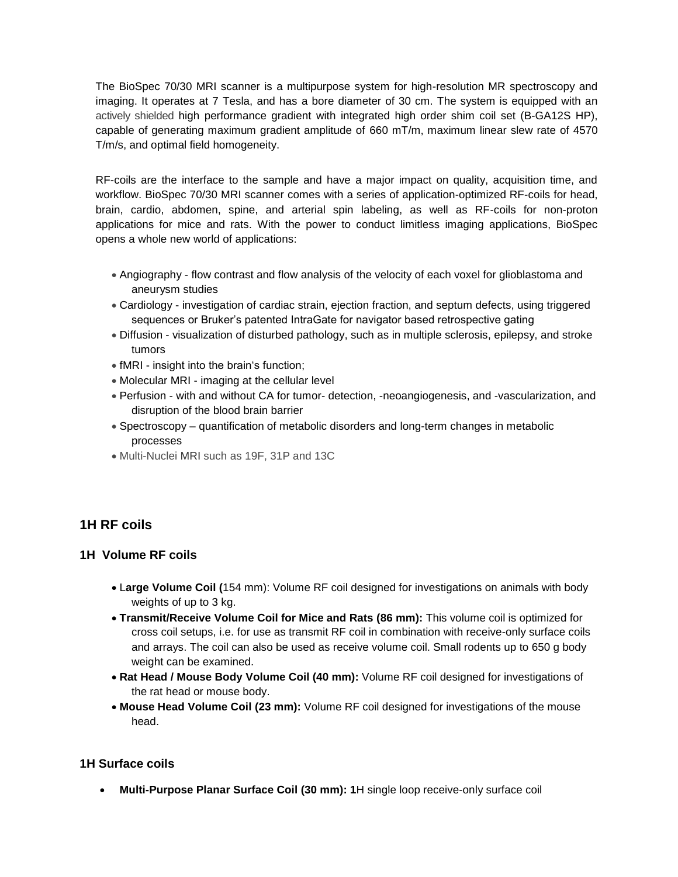The BioSpec 70/30 MRI scanner is a multipurpose system for high-resolution MR spectroscopy and imaging. It operates at 7 Tesla, and has a bore diameter of 30 cm. The system is equipped with an actively shielded high performance gradient with integrated high order shim coil set (B-GA12S HP), capable of generating maximum gradient amplitude of 660 mT/m, maximum linear slew rate of 4570 T/m/s, and optimal field homogeneity.

RF-coils are the interface to the sample and have a major impact on quality, acquisition time, and workflow. BioSpec 70/30 MRI scanner comes with a series of application-optimized RF-coils for head, brain, cardio, abdomen, spine, and arterial spin labeling, as well as RF-coils for non-proton applications for mice and rats. With the power to conduct limitless imaging applications, BioSpec opens a whole new world of applications:

- Angiography - flow contrast and flow analysis of the velocity of each voxel for glioblastoma and aneurysm studies
- Cardiology - investigation of cardiac strain, ejection fraction, and septum defects, using triggered sequences or Bruker's patented IntraGate for navigator based retrospective gating
- Diffusion - visualization of disturbed pathology, such as in multiple sclerosis, epilepsy, and stroke tumors
- fMRI - insight into the brain's function;
- Molecular MRI - imaging at the cellular level
- Perfusion - with and without CA for tumor- detection, -neoangiogenesis, and -vascularization, and disruption of the blood brain barrier
- Spectroscopy – quantification of metabolic disorders and long-term changes in metabolic processes
- Multi-Nuclei MRI such as 19F, 31P and 13C

## 1H RF coils

### 1H Volume RF coils

- **Large Volume Coil (**154 mm): Volume RF coil designed for investigations on animals with body weights of up to 3 kg.
- **Transmit/Receive Volume Coil for Mice and Rats (86 mm):** This volume coil is optimized for cross coil setups, i.e. for use as transmit RF coil in combination with receive-only surface coils and arrays. The coil can also be used as receive volume coil. Small rodents up to 650 g body weight can be examined.
- **Rat Head / Mouse Body Volume Coil (40 mm):** Volume RF coil designed for investigations of the rat head or mouse body.
- **Mouse Head Volume Coil (23 mm):** Volume RF coil designed for investigations of the mouse head.

### 1H Surface coils

- **Multi-Purpose Planar Surface Coil (30 mm): 1**H single loop receive-only surface coil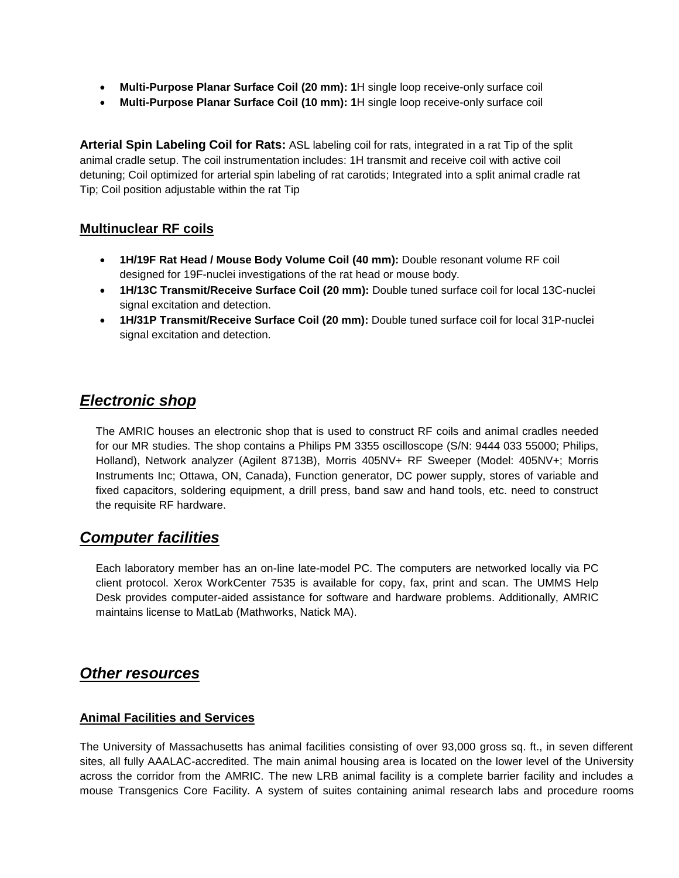- **Multi-Purpose Planar Surface Coil (20 mm): 1**H single loop receive-only surface coil
- **Multi-Purpose Planar Surface Coil (10 mm): 1**H single loop receive-only surface coil

**Arterial Spin Labeling Coil for Rats:** ASL labeling coil for rats, integrated in a rat Tip of the split animal cradle setup. The coil instrumentation includes: 1H transmit and receive coil with active coil detuning; Coil optimized for arterial spin labeling of rat carotids; Integrated into a split animal cradle rat Tip; Coil position adjustable within the rat Tip

### Multinuclear RF coils

- **1H/19F Rat Head / Mouse Body Volume Coil (40 mm):** Double resonant volume RF coil designed for 19F-nuclei investigations of the rat head or mouse body.
- **1H/13C Transmit/Receive Surface Coil (20 mm):** Double tuned surface coil for local 13C-nuclei signal excitation and detection.
- **1H/31P Transmit/Receive Surface Coil (20 mm):** Double tuned surface coil for local 31P-nuclei signal excitation and detection.

## *Electronic shop*

The AMRIC houses an electronic shop that is used to construct RF coils and animal cradles needed for our MR studies. The shop contains a Philips PM 3355 oscilloscope (S/N: 9444 033 55000; Philips, Holland), Network analyzer (Agilent 8713B), Morris 405NV+ RF Sweeper (Model: 405NV+; Morris Instruments Inc; Ottawa, ON, Canada), Function generator, DC power supply, stores of variable and fixed capacitors, soldering equipment, a drill press, band saw and hand tools, etc. need to construct the requisite RF hardware.

## *Computer facilities*

Each laboratory member has an on-line late-model PC. The computers are networked locally via PC client protocol. Xerox WorkCenter 7535 is available for copy, fax, print and scan. The UMMS Help Desk provides computer-aided assistance for software and hardware problems. Additionally, AMRIC maintains license to MatLab (Mathworks, Natick MA).

## *Other resources*

### Animal Facilities and Services

The University of Massachusetts has animal facilities consisting of over 93,000 gross sq. ft., in seven different sites, all fully AAALAC-accredited. The main animal housing area is located on the lower level of the University across the corridor from the AMRIC. The new LRB animal facility is a complete barrier facility and includes a mouse Transgenics Core Facility. A system of suites containing animal research labs and procedure rooms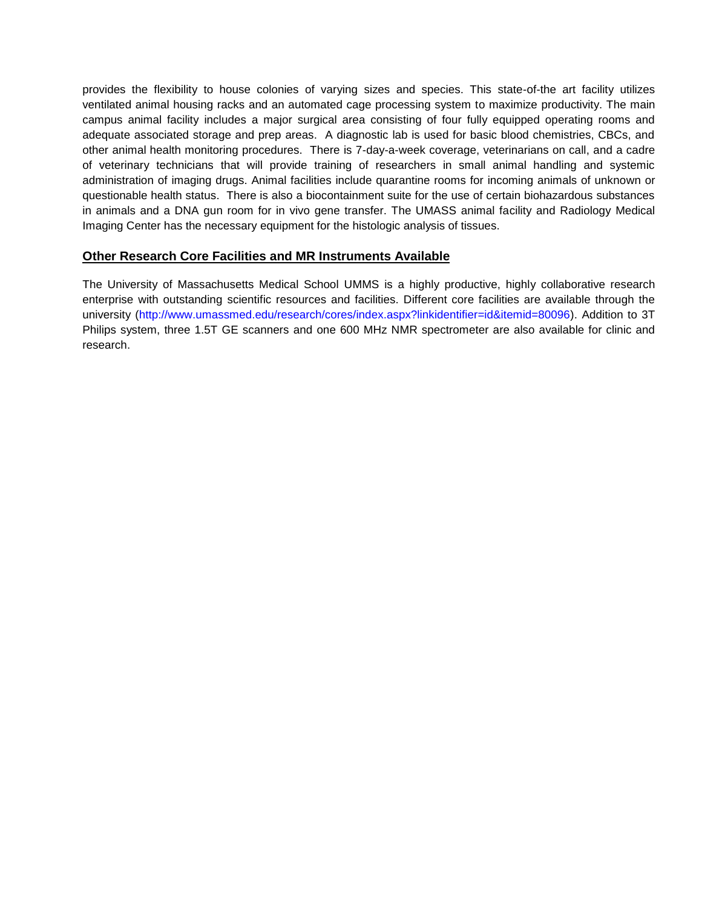provides the flexibility to house colonies of varying sizes and species. This state-of-the art facility utilizes ventilated animal housing racks and an automated cage processing system to maximize productivity. The main campus animal facility includes a major surgical area consisting of four fully equipped operating rooms and adequate associated storage and prep areas. A diagnostic lab is used for basic blood chemistries, CBCs, and other animal health monitoring procedures. There is 7-day-a-week coverage, veterinarians on call, and a cadre of veterinary technicians that will provide training of researchers in small animal handling and systemic administration of imaging drugs. Animal facilities include quarantine rooms for incoming animals of unknown or questionable health status. There is also a biocontainment suite for the use of certain biohazardous substances in animals and a DNA gun room for in vivo gene transfer. The UMASS animal facility and Radiology Medical Imaging Center has the necessary equipment for the histologic analysis of tissues.

## **Other Research Core Facilities and MR Instruments Available**

The University of Massachusetts Medical School UMMS is a highly productive, highly collaborative research enterprise with outstanding scientific resources and facilities. Different core facilities are available through the university (http://www.umassmed.edu/research/cores/index.aspx?linkidentifier=id&itemid=80096). Addition to 3T Philips system, three 1.5T GE scanners and one 600 MHz NMR spectrometer are also available for clinic and research.